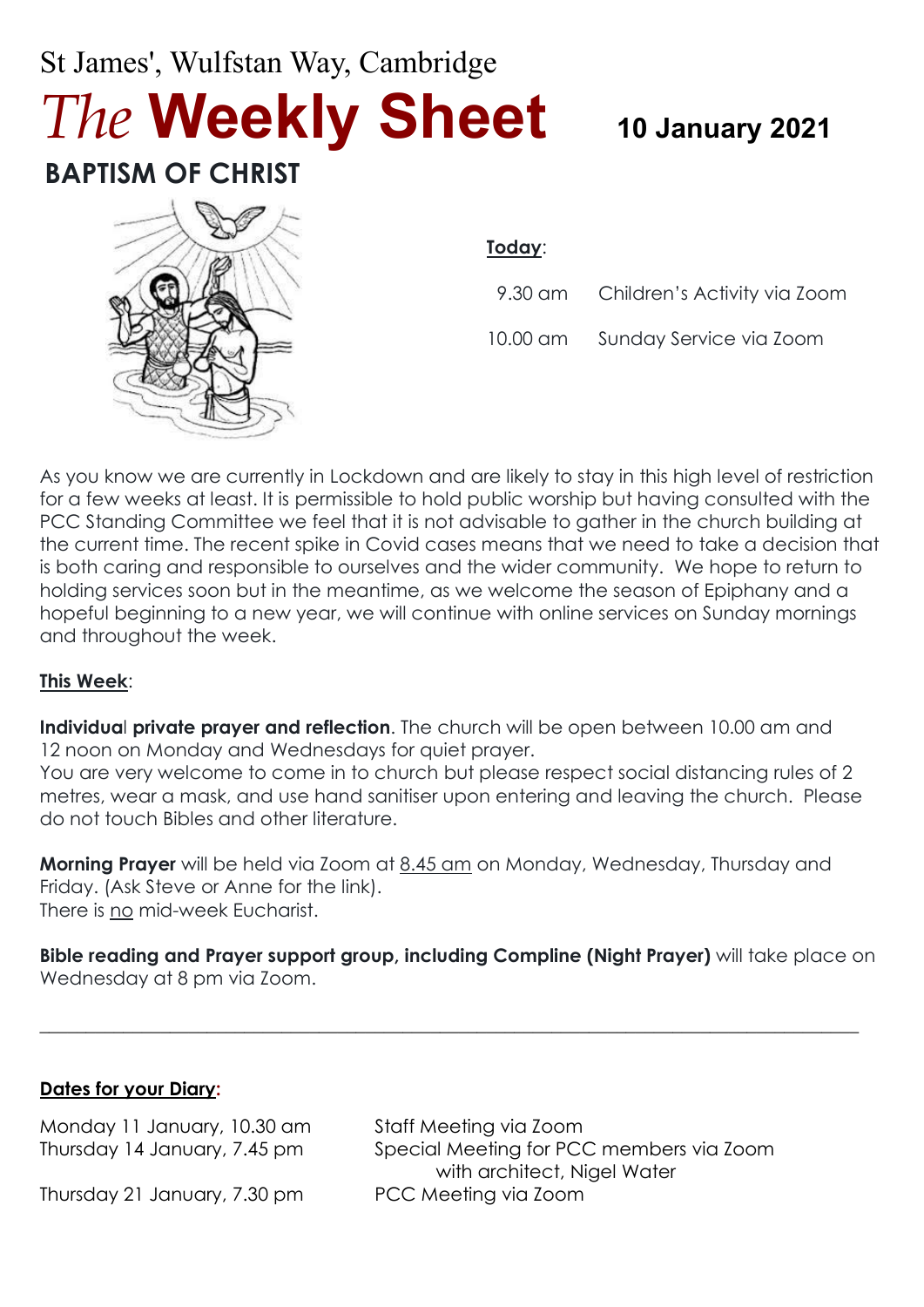St James', Wulfstan Way, Cambridge

# *The* **Weekly Sheet**

**10 January 2021**

## BAPTISM OF CHRIST

**Today**:

| | |
|---|---|
| 9.30 am | Children's Activity via Zoom |
| 10.00 am | Sunday Service via Zoom |

As you know we are currently in Lockdown and are likely to stay in this high level of restriction for a few weeks at least. It is permissible to hold public worship but having consulted with the PCC Standing Committee we feel that it is not advisable to gather in the church building at the current time. The recent spike in Covid cases means that we need to take a decision that is both caring and responsible to ourselves and the wider community. We hope to return to holding services soon but in the meantime, as we welcome the season of Epiphany and a hopeful beginning to a new year, we will continue with online services on Sunday mornings and throughout the week.

**This Week**:

**Individual private prayer and reflection**. The church will be open between 10.00 am and 12 noon on Monday and Wednesdays for quiet prayer.
You are very welcome to come in to church but please respect social distancing rules of 2 metres, wear a mask, and use hand sanitiser upon entering and leaving the church. Please do not touch Bibles and other literature.

**Morning Prayer** will be held via Zoom at 8.45 am on Monday, Wednesday, Thursday and Friday. (Ask Steve or Anne for the link).
There is no mid-week Eucharist.

**Bible reading and Prayer support group, including Compline (Night Prayer)** will take place on Wednesday at 8 pm via Zoom.

---

**Dates for your Diary:**

| | |
|---|---|
| Monday 11 January, 10.30 am | Staff Meeting via Zoom |
| Thursday 14 January, 7.45 pm | Special Meeting for PCC members via Zoom with architect, Nigel Water |
| Thursday 21 January, 7.30 pm | PCC Meeting via Zoom |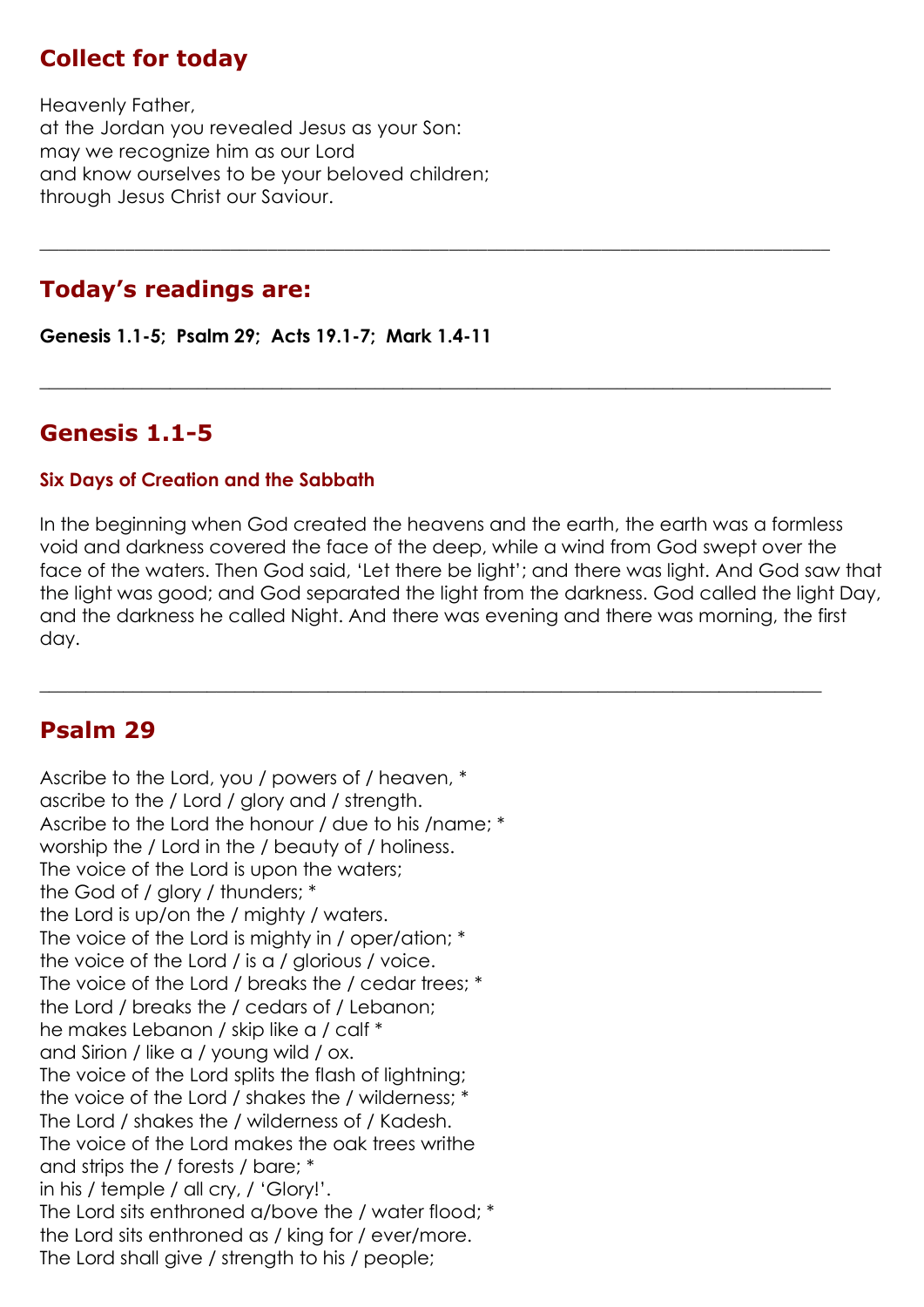## Collect for today

Heavenly Father,
at the Jordan you revealed Jesus as your Son:
may we recognize him as our Lord
and know ourselves to be your beloved children;
through Jesus Christ our Saviour.

---

## Today's readings are:

**Genesis 1.1-5; Psalm 29; Acts 19.1-7; Mark 1.4-11**

---

## Genesis 1.1-5

#### Six Days of Creation and the Sabbath

In the beginning when God created the heavens and the earth, the earth was a formless void and darkness covered the face of the deep, while a wind from God swept over the face of the waters. Then God said, 'Let there be light'; and there was light. And God saw that the light was good; and God separated the light from the darkness. God called the light Day, and the darkness he called Night. And there was evening and there was morning, the first day.

---

## Psalm 29

Ascribe to the Lord, you / powers of / heaven, *
ascribe to the / Lord / glory and / strength.
Ascribe to the Lord the honour / due to his /name; *
worship the / Lord in the / beauty of / holiness.
The voice of the Lord is upon the waters;
the God of / glory / thunders; *
the Lord is up/on the / mighty / waters.
The voice of the Lord is mighty in / oper/ation; *
the voice of the Lord / is a / glorious / voice.
The voice of the Lord / breaks the / cedar trees; *
the Lord / breaks the / cedars of / Lebanon;
he makes Lebanon / skip like a / calf *
and Sirion / like a / young wild / ox.
The voice of the Lord splits the flash of lightning;
the voice of the Lord / shakes the / wilderness; *
The Lord / shakes the / wilderness of / Kadesh.
The voice of the Lord makes the oak trees writhe
and strips the / forests / bare; *
in his / temple / all cry, / 'Glory!'.
The Lord sits enthroned a/bove the / water flood; *
the Lord sits enthroned as / king for / ever/more.
The Lord shall give / strength to his / people;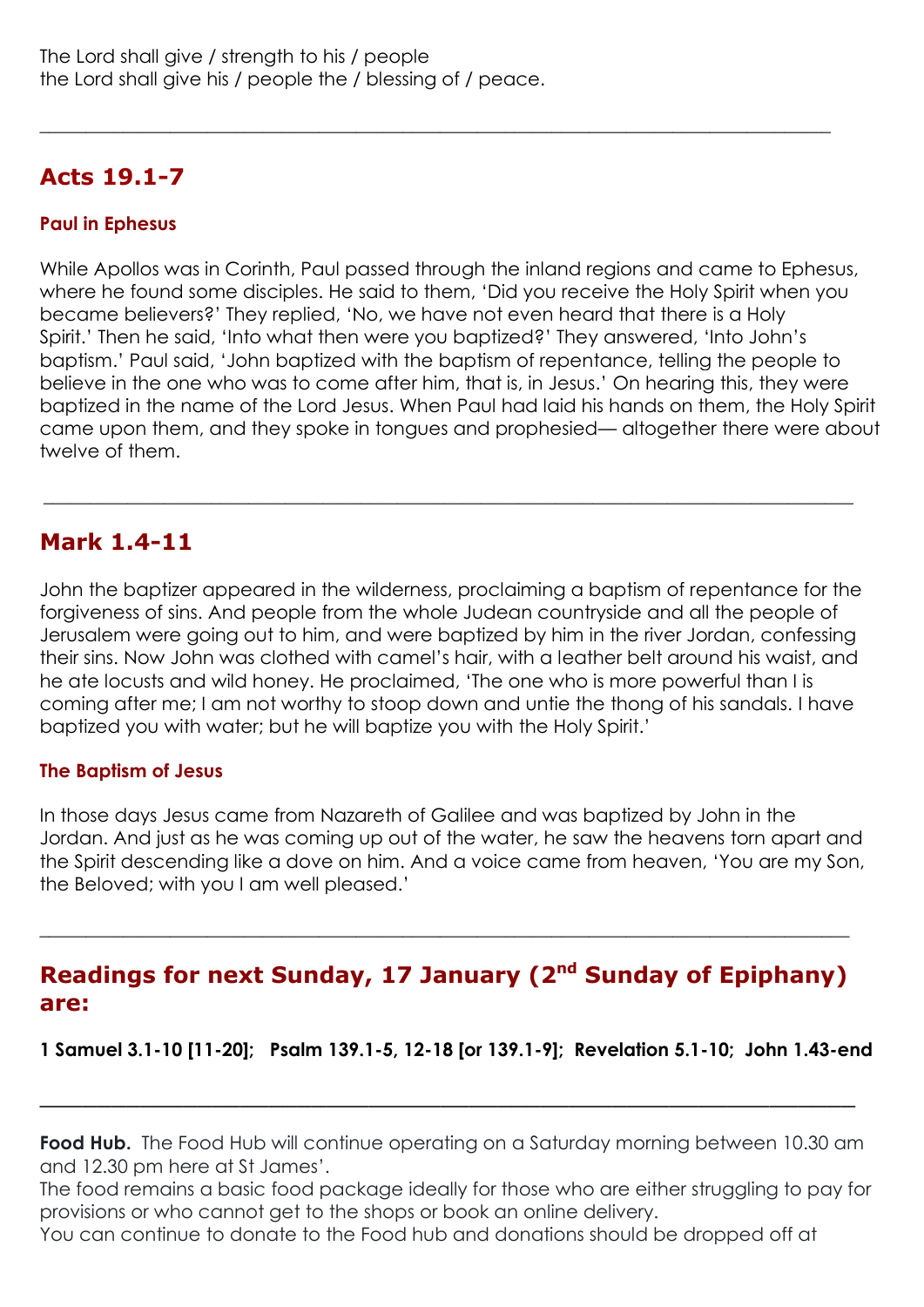The Lord shall give / strength to his / people
the Lord shall give his / people the / blessing of / peace.

---

## Acts 19.1-7

### Paul in Ephesus

While Apollos was in Corinth, Paul passed through the inland regions and came to Ephesus, where he found some disciples. He said to them, 'Did you receive the Holy Spirit when you became believers?' They replied, 'No, we have not even heard that there is a Holy Spirit.' Then he said, 'Into what then were you baptized?' They answered, 'Into John's baptism.' Paul said, 'John baptized with the baptism of repentance, telling the people to believe in the one who was to come after him, that is, in Jesus.' On hearing this, they were baptized in the name of the Lord Jesus. When Paul had laid his hands on them, the Holy Spirit came upon them, and they spoke in tongues and prophesied— altogether there were about twelve of them.

---

## Mark 1.4-11

John the baptizer appeared in the wilderness, proclaiming a baptism of repentance for the forgiveness of sins. And people from the whole Judean countryside and all the people of Jerusalem were going out to him, and were baptized by him in the river Jordan, confessing their sins. Now John was clothed with camel's hair, with a leather belt around his waist, and he ate locusts and wild honey. He proclaimed, 'The one who is more powerful than I is coming after me; I am not worthy to stoop down and untie the thong of his sandals. I have baptized you with water; but he will baptize you with the Holy Spirit.'

### The Baptism of Jesus

In those days Jesus came from Nazareth of Galilee and was baptized by John in the Jordan. And just as he was coming up out of the water, he saw the heavens torn apart and the Spirit descending like a dove on him. And a voice came from heaven, 'You are my Son, the Beloved; with you I am well pleased.'

---

## Readings for next Sunday, 17 January (2nd Sunday of Epiphany) are:

**1 Samuel 3.1-10 [11-20]; Psalm 139.1-5, 12-18 [or 139.1-9]; Revelation 5.1-10; John 1.43-end**

---

**Food Hub.** The Food Hub will continue operating on a Saturday morning between 10.30 am and 12.30 pm here at St James'.
The food remains a basic food package ideally for those who are either struggling to pay for provisions or who cannot get to the shops or book an online delivery.
You can continue to donate to the Food hub and donations should be dropped off at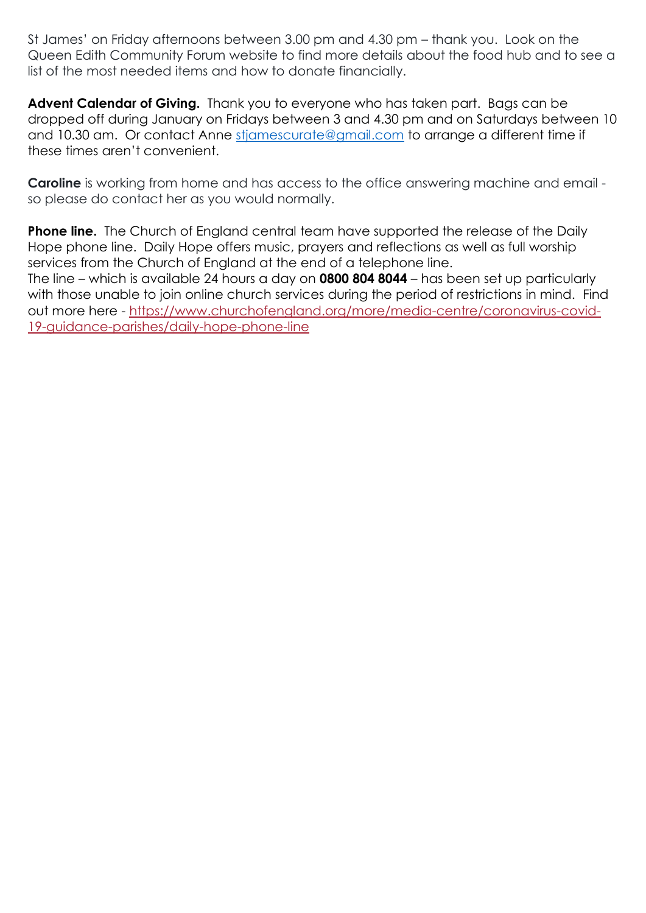St James' on Friday afternoons between 3.00 pm and 4.30 pm – thank you. Look on the Queen Edith Community Forum website to find more details about the food hub and to see a list of the most needed items and how to donate financially.

**Advent Calendar of Giving.** Thank you to everyone who has taken part. Bags can be dropped off during January on Fridays between 3 and 4.30 pm and on Saturdays between 10 and 10.30 am. Or contact Anne stjamescurate@gmail.com to arrange a different time if these times aren't convenient.

**Caroline** is working from home and has access to the office answering machine and email - so please do contact her as you would normally.

**Phone line.** The Church of England central team have supported the release of the Daily Hope phone line. Daily Hope offers music, prayers and reflections as well as full worship services from the Church of England at the end of a telephone line.
The line – which is available 24 hours a day on **0800 804 8044** – has been set up particularly with those unable to join online church services during the period of restrictions in mind. Find out more here - https://www.churchofengland.org/more/media-centre/coronavirus-covid-19-guidance-parishes/daily-hope-phone-line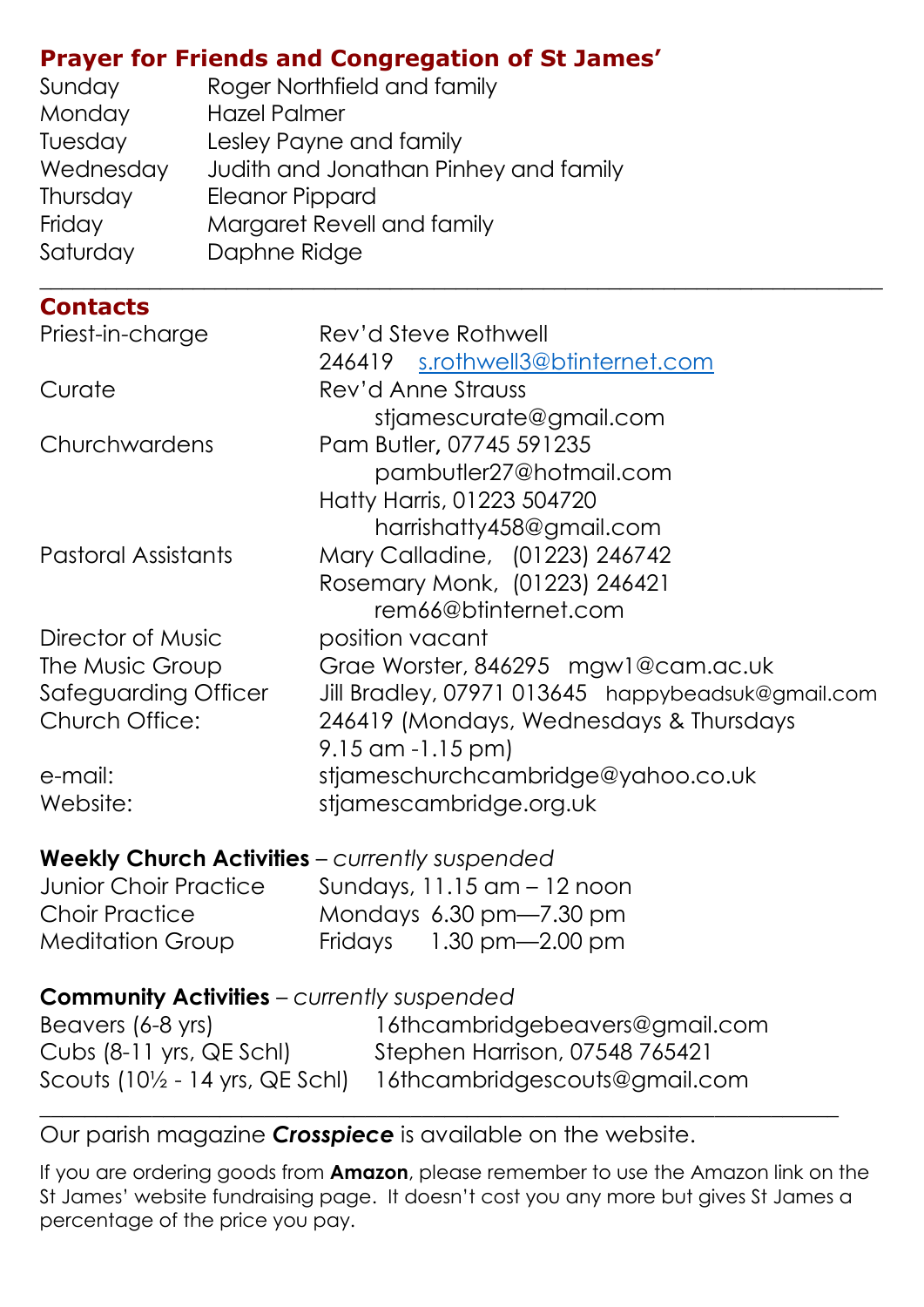## Prayer for Friends and Congregation of St James'

| | |
|---|---|
| Sunday | Roger Northfield and family |
| Monday | Hazel Palmer |
| Tuesday | Lesley Payne and family |
| Wednesday | Judith and Jonathan Pinhey and family |
| Thursday | Eleanor Pippard |
| Friday | Margaret Revell and family |
| Saturday | Daphne Ridge |

---

## Contacts

| | |
|---|---|
| Priest-in-charge | Rev'd Steve Rothwell<br>246419 s.rothwell3@btinternet.com |
| Curate | Rev'd Anne Strauss<br>stjamescurate@gmail.com |
| Churchwardens | Pam Butler, 07745 591235<br>pambutler27@hotmail.com<br>Hatty Harris, 01223 504720<br>harrishatty458@gmail.com |
| Pastoral Assistants | Mary Calladine, (01223) 246742<br>Rosemary Monk, (01223) 246421<br>rem66@btinternet.com |
| Director of Music | position vacant |
| The Music Group | Grae Worster, 846295 mgw1@cam.ac.uk |
| Safeguarding Officer | Jill Bradley, 07971 013645 happybeadsuk@gmail.com |
| Church Office: | 246419 (Mondays, Wednesdays & Thursdays 9.15 am -1.15 pm) |
| e-mail: | stjameschurchcambridge@yahoo.co.uk |
| Website: | stjamescambridge.org.uk |

**Weekly Church Activities** – *currently suspended*

| | |
|---|---|
| Junior Choir Practice | Sundays, 11.15 am – 12 noon |
| Choir Practice | Mondays 6.30 pm—7.30 pm |
| Meditation Group | Fridays 1.30 pm—2.00 pm |

**Community Activities** – *currently suspended*

| | |
|---|---|
| Beavers (6-8 yrs) | 16thcambridgebeavers@gmail.com |
| Cubs (8-11 yrs, QE Schl) | Stephen Harrison, 07548 765421 |
| Scouts (10½ - 14 yrs, QE Schl) | 16thcambridgescouts@gmail.com |

---

Our parish magazine ***Crosspiece*** is available on the website.

If you are ordering goods from **Amazon**, please remember to use the Amazon link on the St James' website fundraising page. It doesn't cost you any more but gives St James a percentage of the price you pay.